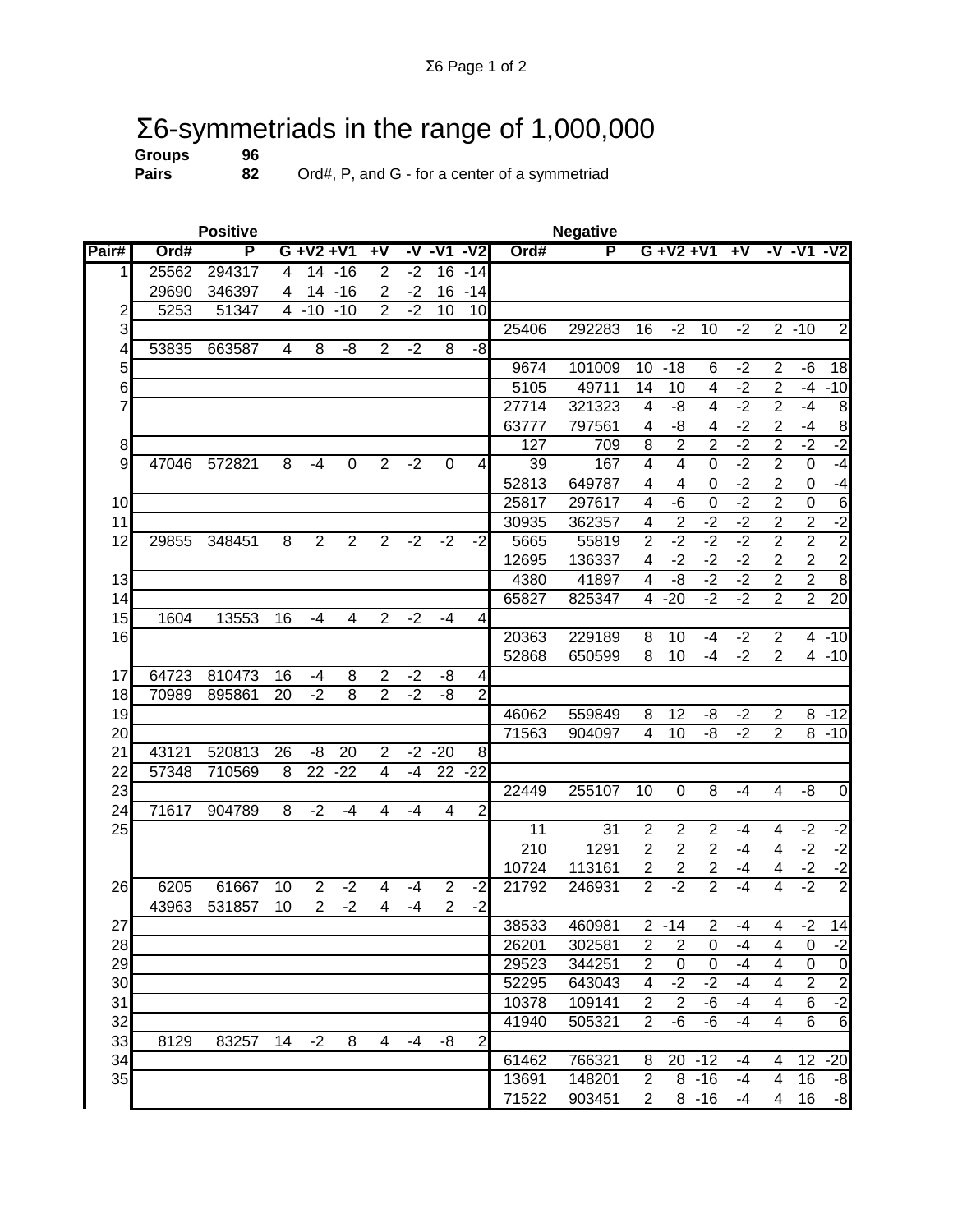# Σ6-symmetriads in the range of 1,000,000

**Groups** 96

**Pairs** 82 Ord#, P, and G - for a center of a symmetriad

| | Positive | | | | | | | | | Negative | | | | | | | | |
|---|---|---|---|---|---|---|---|---|---|---|---|---|---|---|---|---|---|---|
| Pair# | Ord# | P | G | +V2 | +V1 | +V | -V | -V1 | -V2 | Ord# | P | G | +V2 | +V1 | +V | -V | -V1 | -V2 |
| 1 | 25562 | 294317 | 4 | 14 | -16 | 2 | -2 | 16 | -14 | | | | | | | | | |
| | 29690 | 346397 | 4 | 14 | -16 | 2 | -2 | 16 | -14 | | | | | | | | | |
| 2 | 5253 | 51347 | 4 | -10 | -10 | 2 | -2 | 10 | 10 | | | | | | | | | |
| 3 | | | | | | | | | | 25406 | 292283 | 16 | -2 | 10 | -2 | 2 | -10 | 2 |
| 4 | 53835 | 663587 | 4 | 8 | -8 | 2 | -2 | 8 | -8 | | | | | | | | | |
| 5 | | | | | | | | | | 9674 | 101009 | 10 | -18 | 6 | -2 | 2 | -6 | 18 |
| 6 | | | | | | | | | | 5105 | 49711 | 14 | 10 | 4 | -2 | 2 | -4 | -10 |
| 7 | | | | | | | | | | 27714 | 321323 | 4 | -8 | 4 | -2 | 2 | -4 | 8 |
| | | | | | | | | | | 63777 | 797561 | 4 | -8 | 4 | -2 | 2 | -4 | 8 |
| 8 | | | | | | | | | | 127 | 709 | 8 | 2 | 2 | -2 | 2 | -2 | -2 |
| 9 | 47046 | 572821 | 8 | -4 | 0 | 2 | -2 | 0 | 4 | 39 | 167 | 4 | 4 | 0 | -2 | 2 | 0 | -4 |
| | | | | | | | | | | 52813 | 649787 | 4 | 4 | 0 | -2 | 2 | 0 | -4 |
| 10 | | | | | | | | | | 25817 | 297617 | 4 | -6 | 0 | -2 | 2 | 0 | 6 |
| 11 | | | | | | | | | | 30935 | 362357 | 4 | 2 | -2 | -2 | 2 | 2 | -2 |
| 12 | 29855 | 348451 | 8 | 2 | 2 | 2 | -2 | -2 | -2 | 5665 | 55819 | 2 | -2 | -2 | -2 | 2 | 2 | 2 |
| | | | | | | | | | | 12695 | 136337 | 4 | -2 | -2 | -2 | 2 | 2 | 2 |
| 13 | | | | | | | | | | 4380 | 41897 | 4 | -8 | -2 | -2 | 2 | 2 | 8 |
| 14 | | | | | | | | | | 65827 | 825347 | 4 | -20 | -2 | -2 | 2 | 2 | 20 |
| 15 | 1604 | 13553 | 16 | -4 | 4 | 2 | -2 | -4 | 4 | | | | | | | | | |
| 16 | | | | | | | | | | 20363 | 229189 | 8 | 10 | -4 | -2 | 2 | 4 | -10 |
| | | | | | | | | | | 52868 | 650599 | 8 | 10 | -4 | -2 | 2 | 4 | -10 |
| 17 | 64723 | 810473 | 16 | -4 | 8 | 2 | -2 | -8 | 4 | | | | | | | | | |
| 18 | 70989 | 895861 | 20 | -2 | 8 | 2 | -2 | -8 | 2 | | | | | | | | | |
| 19 | | | | | | | | | | 46062 | 559849 | 8 | 12 | -8 | -2 | 2 | 8 | -12 |
| 20 | | | | | | | | | | 71563 | 904097 | 4 | 10 | -8 | -2 | 2 | 8 | -10 |
| 21 | 43121 | 520813 | 26 | -8 | 20 | 2 | -2 | -20 | 8 | | | | | | | | | |
| 22 | 57348 | 710569 | 8 | 22 | -22 | 4 | -4 | 22 | -22 | | | | | | | | | |
| 23 | | | | | | | | | | 22449 | 255107 | 10 | 0 | 8 | -4 | 4 | -8 | 0 |
| 24 | 71617 | 904789 | 8 | -2 | -4 | 4 | -4 | 4 | 2 | | | | | | | | | |
| 25 | | | | | | | | | | 11 | 31 | 2 | 2 | 2 | -4 | 4 | -2 | -2 |
| | | | | | | | | | | 210 | 1291 | 2 | 2 | 2 | -4 | 4 | -2 | -2 |
| | | | | | | | | | | 10724 | 113161 | 2 | 2 | 2 | -4 | 4 | -2 | -2 |
| 26 | 6205 | 61667 | 10 | 2 | -2 | 4 | -4 | 2 | -2 | 21792 | 246931 | 2 | -2 | 2 | -4 | 4 | -2 | 2 |
| | 43963 | 531857 | 10 | 2 | -2 | 4 | -4 | 2 | -2 | | | | | | | | | |
| 27 | | | | | | | | | | 38533 | 460981 | 2 | -14 | 2 | -4 | 4 | -2 | 14 |
| 28 | | | | | | | | | | 26201 | 302581 | 2 | 2 | 0 | -4 | 4 | 0 | -2 |
| 29 | | | | | | | | | | 29523 | 344251 | 2 | 0 | 0 | -4 | 4 | 0 | 0 |
| 30 | | | | | | | | | | 52295 | 643043 | 4 | -2 | -2 | -4 | 4 | 2 | 2 |
| 31 | | | | | | | | | | 10378 | 109141 | 2 | 2 | -6 | -4 | 4 | 6 | -2 |
| 32 | | | | | | | | | | 41940 | 505321 | 2 | -6 | -6 | -4 | 4 | 6 | 6 |
| 33 | 8129 | 83257 | 14 | -2 | 8 | 4 | -4 | -8 | 2 | | | | | | | | | |
| 34 | | | | | | | | | | 61462 | 766321 | 8 | 20 | -12 | -4 | 4 | 12 | -20 |
| 35 | | | | | | | | | | 13691 | 148201 | 2 | 8 | -16 | -4 | 4 | 16 | -8 |
| | | | | | | | | | | 71522 | 903451 | 2 | 8 | -16 | -4 | 4 | 16 | -8 |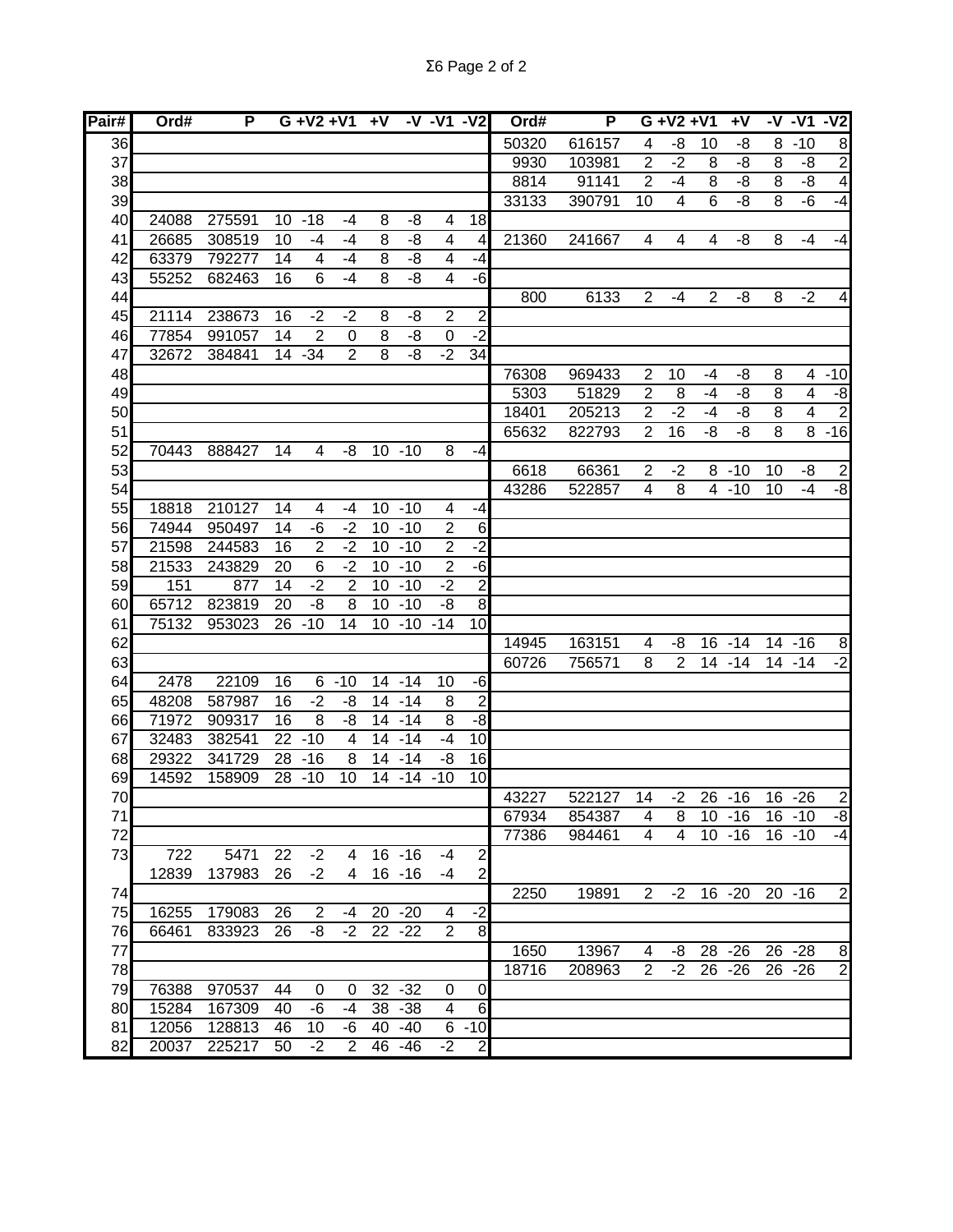| Pair# | Ord# | P | G | +V2 | +V1 | +V | -V | -V1 | -V2 | Ord# | P | G | +V2 | +V1 | +V | -V | -V1 | -V2 |
|---|---|---|---|---|---|---|---|---|---|---|---|---|---|---|---|---|---|---|
| 36 | | | | | | | | | | 50320 | 616157 | 4 | -8 | 10 | -8 | 8 | -10 | 8 |
| 37 | | | | | | | | | | 9930 | 103981 | 2 | -2 | 8 | -8 | 8 | -8 | 2 |
| 38 | | | | | | | | | | 8814 | 91141 | 2 | -4 | 8 | -8 | 8 | -8 | 4 |
| 39 | | | | | | | | | | 33133 | 390791 | 10 | 4 | 6 | -8 | 8 | -6 | -4 |
| 40 | 24088 | 275591 | 10 | -18 | -4 | 8 | -8 | 4 | 18 | | | | | | | | | |
| 41 | 26685 | 308519 | 10 | -4 | -4 | 8 | -8 | 4 | 4 | 21360 | 241667 | 4 | 4 | 4 | -8 | 8 | -4 | -4 |
| 42 | 63379 | 792277 | 14 | 4 | -4 | 8 | -8 | 4 | -4 | | | | | | | | | |
| 43 | 55252 | 682463 | 16 | 6 | -4 | 8 | -8 | 4 | -6 | | | | | | | | | |
| 44 | | | | | | | | | | 800 | 6133 | 2 | -4 | 2 | -8 | 8 | -2 | 4 |
| 45 | 21114 | 238673 | 16 | -2 | -2 | 8 | -8 | 2 | 2 | | | | | | | | | |
| 46 | 77854 | 991057 | 14 | 2 | 0 | 8 | -8 | 0 | -2 | | | | | | | | | |
| 47 | 32672 | 384841 | 14 | -34 | 2 | 8 | -8 | -2 | 34 | | | | | | | | | |
| 48 | | | | | | | | | | 76308 | 969433 | 2 | 10 | -4 | -8 | 8 | 4 | -10 |
| 49 | | | | | | | | | | 5303 | 51829 | 2 | 8 | -4 | -8 | 8 | 4 | -8 |
| 50 | | | | | | | | | | 18401 | 205213 | 2 | -2 | -4 | -8 | 8 | 4 | 2 |
| 51 | | | | | | | | | | 65632 | 822793 | 2 | 16 | -8 | -8 | 8 | 8 | -16 |
| 52 | 70443 | 888427 | 14 | 4 | -8 | 10 | -10 | 8 | -4 | | | | | | | | | |
| 53 | | | | | | | | | | 6618 | 66361 | 2 | -2 | 8 | -10 | 10 | -8 | 2 |
| 54 | | | | | | | | | | 43286 | 522857 | 4 | 8 | 4 | -10 | 10 | -4 | -8 |
| 55 | 18818 | 210127 | 14 | 4 | -4 | 10 | -10 | 4 | -4 | | | | | | | | | |
| 56 | 74944 | 950497 | 14 | -6 | -2 | 10 | -10 | 2 | 6 | | | | | | | | | |
| 57 | 21598 | 244583 | 16 | 2 | -2 | 10 | -10 | 2 | -2 | | | | | | | | | |
| 58 | 21533 | 243829 | 20 | 6 | -2 | 10 | -10 | 2 | -6 | | | | | | | | | |
| 59 | 151 | 877 | 14 | -2 | 2 | 10 | -10 | -2 | 2 | | | | | | | | | |
| 60 | 65712 | 823819 | 20 | -8 | 8 | 10 | -10 | -8 | 8 | | | | | | | | | |
| 61 | 75132 | 953023 | 26 | -10 | 14 | 10 | -10 | -14 | 10 | | | | | | | | | |
| 62 | | | | | | | | | | 14945 | 163151 | 4 | -8 | 16 | -14 | 14 | -16 | 8 |
| 63 | | | | | | | | | | 60726 | 756571 | 8 | 2 | 14 | -14 | 14 | -14 | -2 |
| 64 | 2478 | 22109 | 16 | 6 | -10 | 14 | -14 | 10 | -6 | | | | | | | | | |
| 65 | 48208 | 587987 | 16 | -2 | -8 | 14 | -14 | 8 | 2 | | | | | | | | | |
| 66 | 71972 | 909317 | 16 | 8 | -8 | 14 | -14 | 8 | -8 | | | | | | | | | |
| 67 | 32483 | 382541 | 22 | -10 | 4 | 14 | -14 | -4 | 10 | | | | | | | | | |
| 68 | 29322 | 341729 | 28 | -16 | 8 | 14 | -14 | -8 | 16 | | | | | | | | | |
| 69 | 14592 | 158909 | 28 | -10 | 10 | 14 | -14 | -10 | 10 | | | | | | | | | |
| 70 | | | | | | | | | | 43227 | 522127 | 14 | -2 | 26 | -16 | 16 | -26 | 2 |
| 71 | | | | | | | | | | 67934 | 854387 | 4 | 8 | 10 | -16 | 16 | -10 | -8 |
| 72 | | | | | | | | | | 77386 | 984461 | 4 | 4 | 10 | -16 | 16 | -10 | -4 |
| 73 | 722 | 5471 | 22 | -2 | 4 | 16 | -16 | -4 | 2 | | | | | | | | | |
| | 12839 | 137983 | 26 | -2 | 4 | 16 | -16 | -4 | 2 | | | | | | | | | |
| 74 | | | | | | | | | | 2250 | 19891 | 2 | -2 | 16 | -20 | 20 | -16 | 2 |
| 75 | 16255 | 179083 | 26 | 2 | -4 | 20 | -20 | 4 | -2 | | | | | | | | | |
| 76 | 66461 | 833923 | 26 | -8 | -2 | 22 | -22 | 2 | 8 | | | | | | | | | |
| 77 | | | | | | | | | | 1650 | 13967 | 4 | -8 | 28 | -26 | 26 | -28 | 8 |
| 78 | | | | | | | | | | 18716 | 208963 | 2 | -2 | 26 | -26 | 26 | -26 | 2 |
| 79 | 76388 | 970537 | 44 | 0 | 0 | 32 | -32 | 0 | 0 | | | | | | | | | |
| 80 | 15284 | 167309 | 40 | -6 | -4 | 38 | -38 | 4 | 6 | | | | | | | | | |
| 81 | 12056 | 128813 | 46 | 10 | -6 | 40 | -40 | 6 | -10 | | | | | | | | | |
| 82 | 20037 | 225217 | 50 | -2 | 2 | 46 | -46 | -2 | 2 | | | | | | | | | |